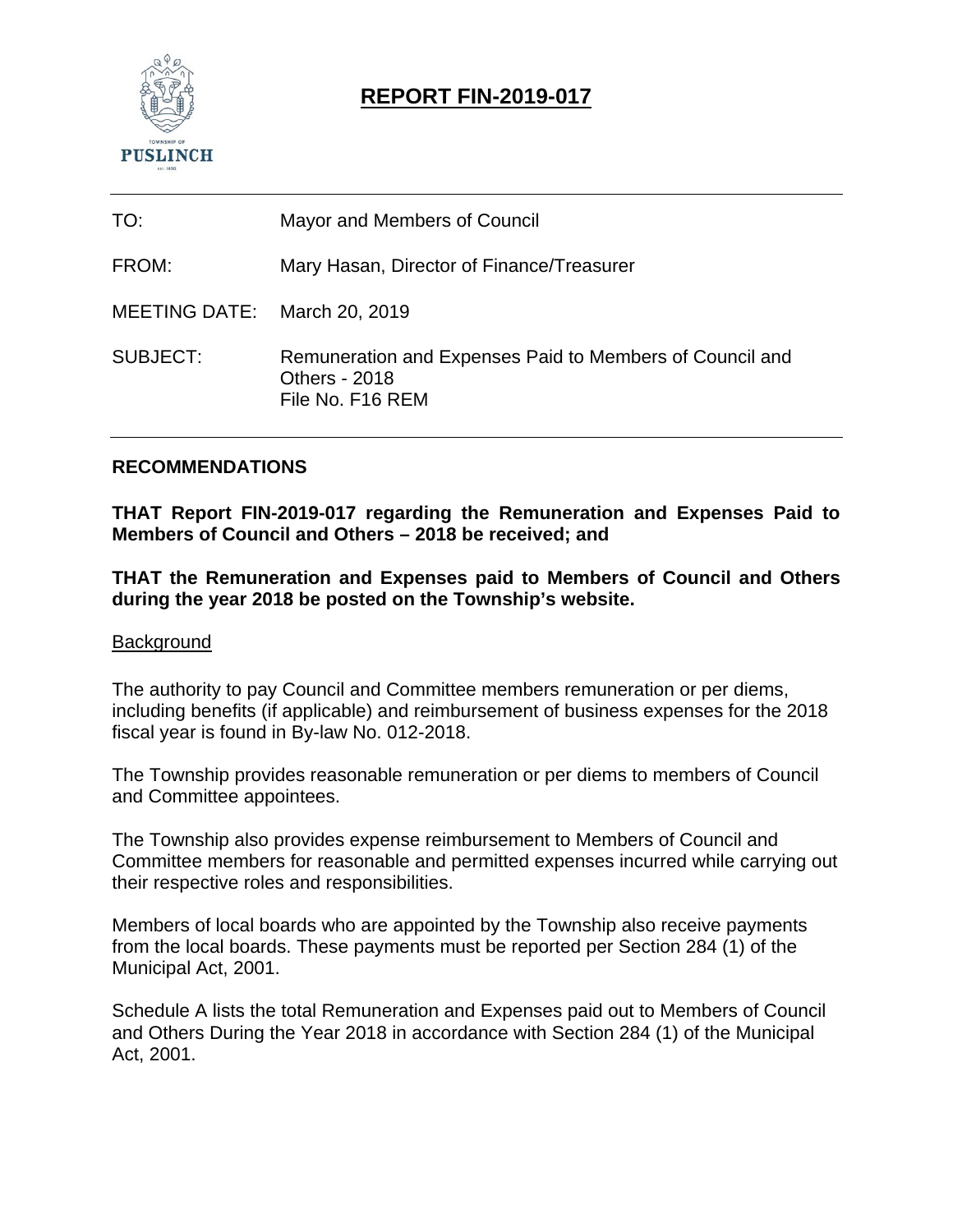# REPORT FIN-2019-017

| | |
|---|---|
| TO: | Mayor and Members of Council |
| FROM: | Mary Hasan, Director of Finance/Treasurer |
| MEETING DATE: | March 20, 2019 |
| SUBJECT: | Remuneration and Expenses Paid to Members of Council and Others - 2018<br>File No. F16 REM |

## RECOMMENDATIONS

**THAT Report FIN-2019-017 regarding the Remuneration and Expenses Paid to Members of Council and Others – 2018 be received; and**

**THAT the Remuneration and Expenses paid to Members of Council and Others during the year 2018 be posted on the Township's website.**

### Background

The authority to pay Council and Committee members remuneration or per diems, including benefits (if applicable) and reimbursement of business expenses for the 2018 fiscal year is found in By-law No. 012-2018.

The Township provides reasonable remuneration or per diems to members of Council and Committee appointees.

The Township also provides expense reimbursement to Members of Council and Committee members for reasonable and permitted expenses incurred while carrying out their respective roles and responsibilities.

Members of local boards who are appointed by the Township also receive payments from the local boards. These payments must be reported per Section 284 (1) of the Municipal Act, 2001.

Schedule A lists the total Remuneration and Expenses paid out to Members of Council and Others During the Year 2018 in accordance with Section 284 (1) of the Municipal Act, 2001.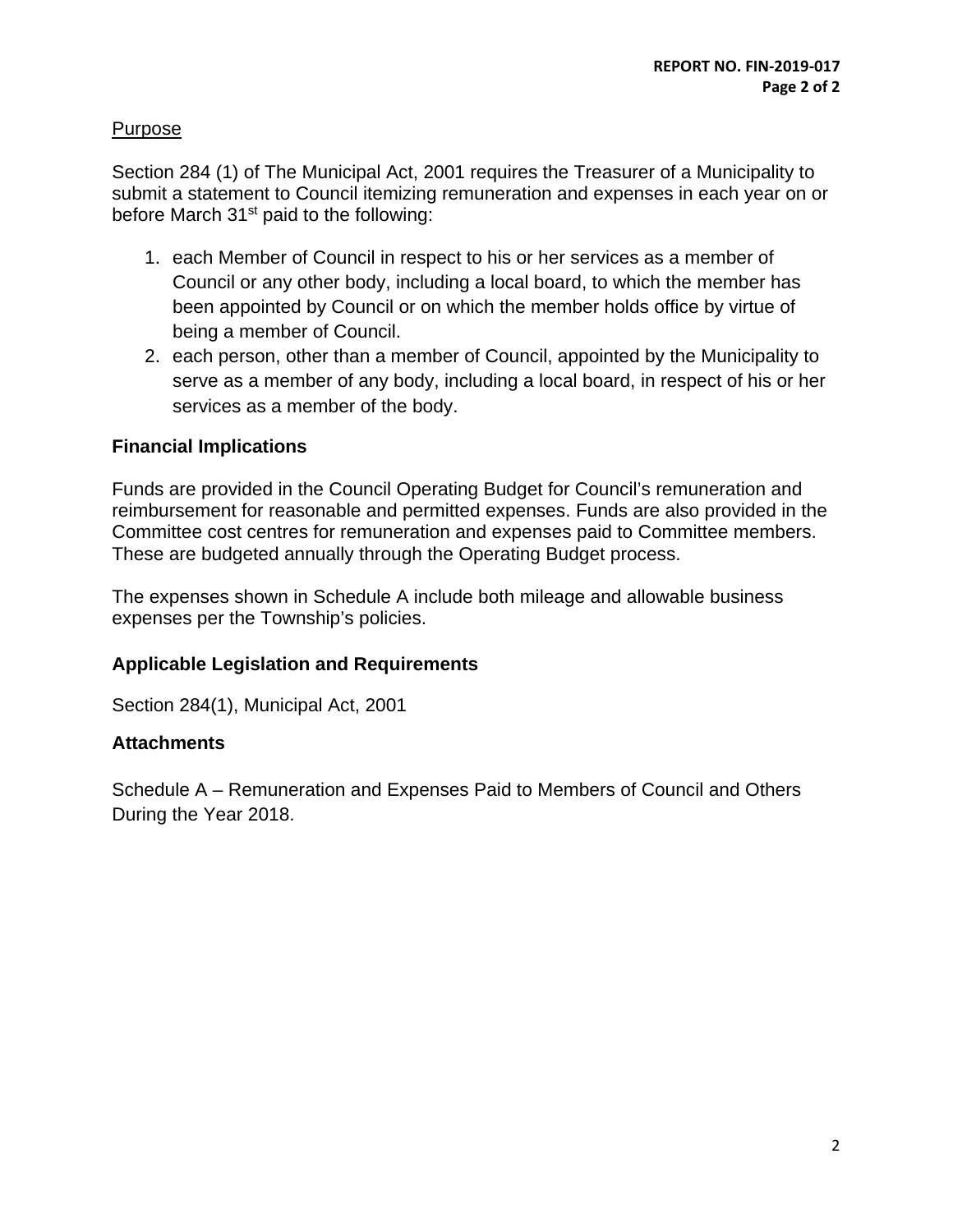## Purpose

Section 284 (1) of The Municipal Act, 2001 requires the Treasurer of a Municipality to submit a statement to Council itemizing remuneration and expenses in each year on or before March 31st paid to the following:

1. each Member of Council in respect to his or her services as a member of Council or any other body, including a local board, to which the member has been appointed by Council or on which the member holds office by virtue of being a member of Council.
2. each person, other than a member of Council, appointed by the Municipality to serve as a member of any body, including a local board, in respect of his or her services as a member of the body.

## Financial Implications

Funds are provided in the Council Operating Budget for Council's remuneration and reimbursement for reasonable and permitted expenses. Funds are also provided in the Committee cost centres for remuneration and expenses paid to Committee members. These are budgeted annually through the Operating Budget process.

The expenses shown in Schedule A include both mileage and allowable business expenses per the Township's policies.

## Applicable Legislation and Requirements

Section 284(1), Municipal Act, 2001

## Attachments

Schedule A – Remuneration and Expenses Paid to Members of Council and Others During the Year 2018.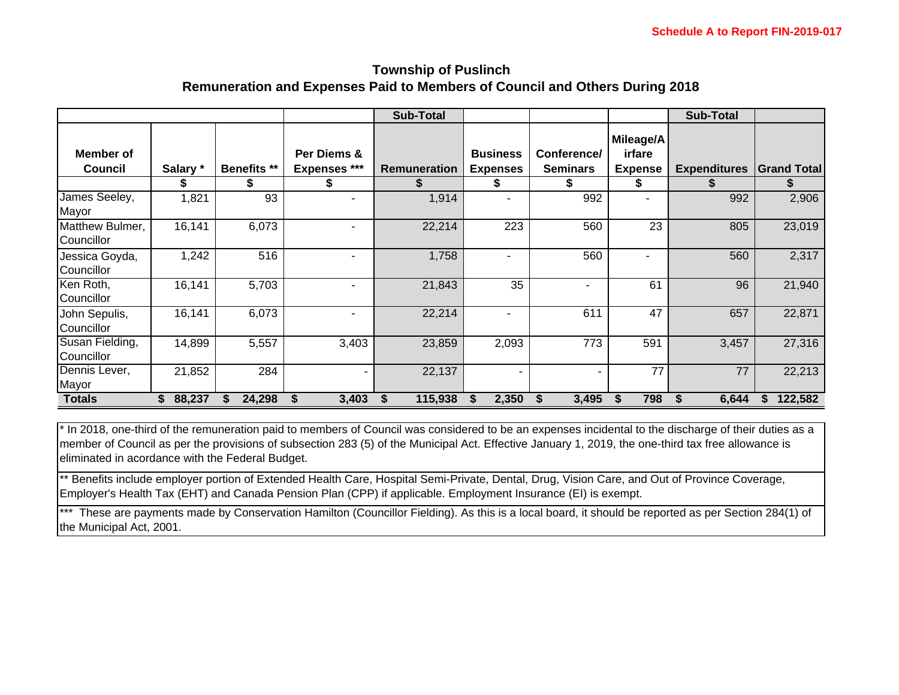**Schedule A to Report FIN-2019-017**

## Township of Puslinch
## Remuneration and Expenses Paid to Members of Council and Others During 2018

| | | | | Sub-Total | | | | Sub-Total | |
|---|---|---|---|---|---|---|---|---|---|
| **Member of Council** | **Salary *** | **Benefits **** | **Per Diems & Expenses ***** | **Remuneration** | **Business Expenses** | **Conference/ Seminars** | **Mileage/Airfare Expense** | **Expenditures** | **Grand Total** |
| | $ | $ | $ | $ | $ | $ | $ | $ | $ |
| James Seeley, Mayor | 1,821 | 93 | - | 1,914 | - | 992 | - | 992 | 2,906 |
| Matthew Bulmer, Councillor | 16,141 | 6,073 | - | 22,214 | 223 | 560 | 23 | 805 | 23,019 |
| Jessica Goyda, Councillor | 1,242 | 516 | - | 1,758 | - | 560 | - | 560 | 2,317 |
| Ken Roth, Councillor | 16,141 | 5,703 | - | 21,843 | 35 | - | 61 | 96 | 21,940 |
| John Sepulis, Councillor | 16,141 | 6,073 | - | 22,214 | - | 611 | 47 | 657 | 22,871 |
| Susan Fielding, Councillor | 14,899 | 5,557 | 3,403 | 23,859 | 2,093 | 773 | 591 | 3,457 | 27,316 |
| Dennis Lever, Mayor | 21,852 | 284 | - | 22,137 | - | - | 77 | 77 | 22,213 |
| **Totals** | **$ 88,237** | **$ 24,298** | **$ 3,403** | **$ 115,938** | **$ 2,350** | **$ 3,495** | **$ 798** | **$ 6,644** | **$ 122,582** |

* In 2018, one-third of the remuneration paid to members of Council was considered to be an expenses incidental to the discharge of their duties as a member of Council as per the provisions of subsection 283 (5) of the Municipal Act. Effective January 1, 2019, the one-third tax free allowance is eliminated in acordance with the Federal Budget.

** Benefits include employer portion of Extended Health Care, Hospital Semi-Private, Dental, Drug, Vision Care, and Out of Province Coverage, Employer's Health Tax (EHT) and Canada Pension Plan (CPP) if applicable. Employment Insurance (EI) is exempt.

*** These are payments made by Conservation Hamilton (Councillor Fielding). As this is a local board, it should be reported as per Section 284(1) of the Municipal Act, 2001.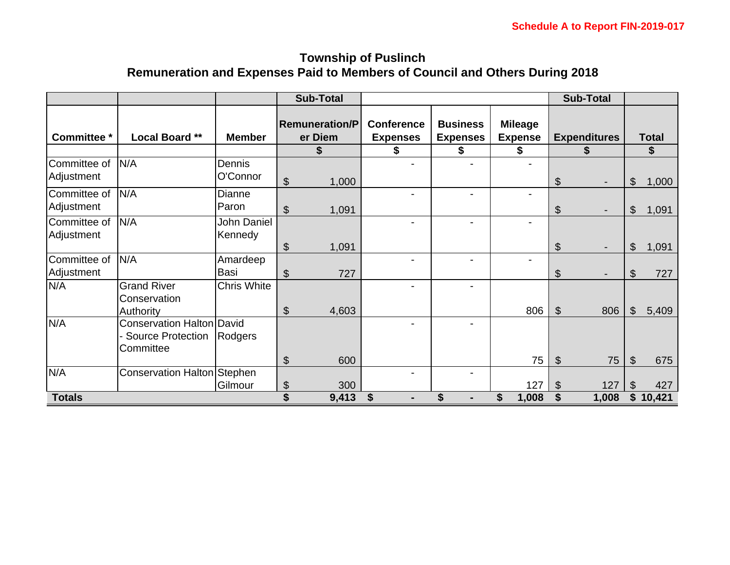Schedule A to Report FIN-2019-017

## Township of Puslinch
## Remuneration and Expenses Paid to Members of Council and Others During 2018

| | | | Sub-Total | | | | Sub-Total | |
|---|---|---|---|---|---|---|---|---|
| **Committee *** | **Local Board **** | **Member** | **Remuneration/Per Diem** | **Conference Expenses** | **Business Expenses** | **Mileage Expense** | **Expenditures** | **Total** |
| | | | **$** | **$** | **$** | **$** | **$** | **$** |
| Committee of Adjustment | N/A | Dennis O'Connor | $ 1,000 | - | - | - | $ - | $ 1,000 |
| Committee of Adjustment | N/A | Dianne Paron | $ 1,091 | - | - | - | $ - | $ 1,091 |
| Committee of Adjustment | N/A | John Daniel Kennedy | $ 1,091 | - | - | - | $ - | $ 1,091 |
| Committee of Adjustment | N/A | Amardeep Basi | $ 727 | - | - | - | $ - | $ 727 |
| N/A | Grand River Conservation Authority | Chris White | $ 4,603 | - | - | 806 | $ 806 | $ 5,409 |
| N/A | Conservation Halton - Source Protection Committee | David Rodgers | $ 600 | - | - | 75 | $ 75 | $ 675 |
| N/A | Conservation Halton | Stephen Gilmour | $ 300 | - | - | 127 | $ 127 | $ 427 |
| **Totals** | | | **$ 9,413** | **$ -** | **$ -** | **$ 1,008** | **$ 1,008** | **$ 10,421** |